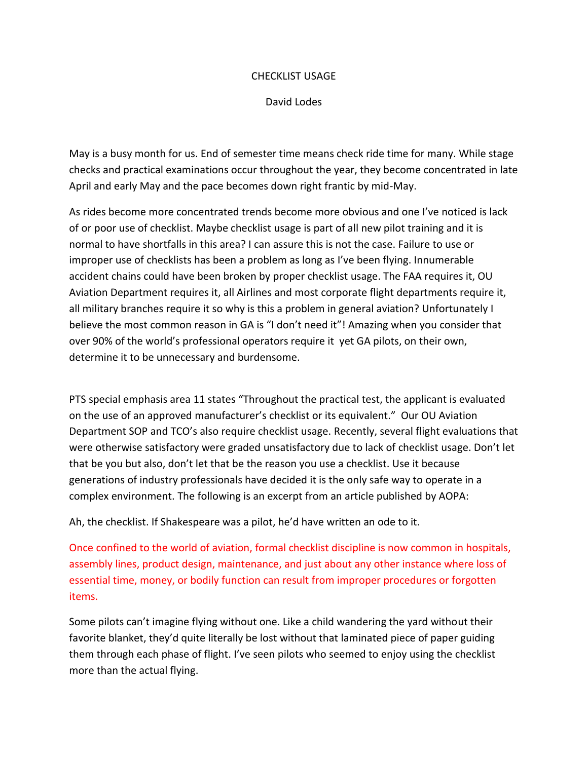# CHECKLIST USAGE

David Lodes

May is a busy month for us. End of semester time means check ride time for many. While stage checks and practical examinations occur throughout the year, they become concentrated in late April and early May and the pace becomes down right frantic by mid-May.

As rides become more concentrated trends become more obvious and one I've noticed is lack of or poor use of checklist. Maybe checklist usage is part of all new pilot training and it is normal to have shortfalls in this area? I can assure this is not the case. Failure to use or improper use of checklists has been a problem as long as I've been flying. Innumerable accident chains could have been broken by proper checklist usage. The FAA requires it, OU Aviation Department requires it, all Airlines and most corporate flight departments require it, all military branches require it so why is this a problem in general aviation? Unfortunately I believe the most common reason in GA is "I don't need it"! Amazing when you consider that over 90% of the world's professional operators require it yet GA pilots, on their own, determine it to be unnecessary and burdensome.

PTS special emphasis area 11 states "Throughout the practical test, the applicant is evaluated on the use of an approved manufacturer's checklist or its equivalent." Our OU Aviation Department SOP and TCO's also require checklist usage. Recently, several flight evaluations that were otherwise satisfactory were graded unsatisfactory due to lack of checklist usage. Don't let that be you but also, don't let that be the reason you use a checklist. Use it because generations of industry professionals have decided it is the only safe way to operate in a complex environment. The following is an excerpt from an article published by AOPA:

Ah, the checklist. If Shakespeare was a pilot, he'd have written an ode to it.

Once confined to the world of aviation, formal checklist discipline is now common in hospitals, assembly lines, product design, maintenance, and just about any other instance where loss of essential time, money, or bodily function can result from improper procedures or forgotten items.

Some pilots can't imagine flying without one. Like a child wandering the yard without their favorite blanket, they'd quite literally be lost without that laminated piece of paper guiding them through each phase of flight. I've seen pilots who seemed to enjoy using the checklist more than the actual flying.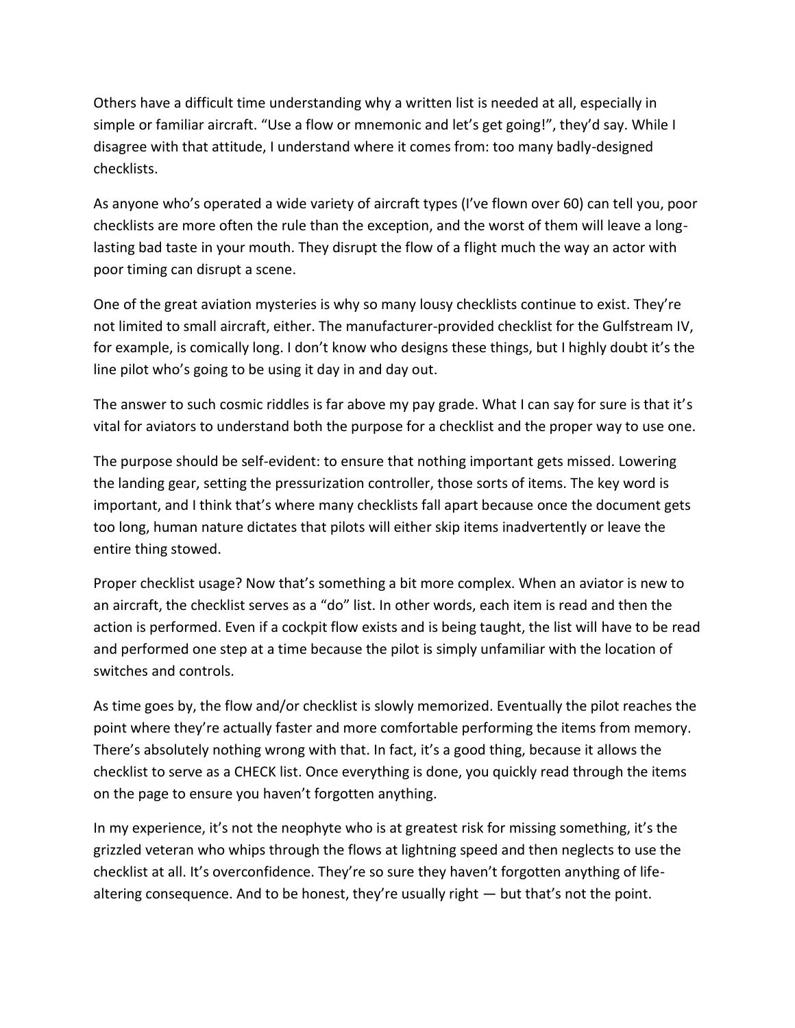Others have a difficult time understanding why a written list is needed at all, especially in simple or familiar aircraft. "Use a flow or mnemonic and let's get going!", they'd say. While I disagree with that attitude, I understand where it comes from: too many badly-designed checklists.

As anyone who's operated a wide variety of aircraft types (I've flown over 60) can tell you, poor checklists are more often the rule than the exception, and the worst of them will leave a long-lasting bad taste in your mouth. They disrupt the flow of a flight much the way an actor with poor timing can disrupt a scene.

One of the great aviation mysteries is why so many lousy checklists continue to exist. They're not limited to small aircraft, either. The manufacturer-provided checklist for the Gulfstream IV, for example, is comically long. I don't know who designs these things, but I highly doubt it's the line pilot who's going to be using it day in and day out.

The answer to such cosmic riddles is far above my pay grade. What I can say for sure is that it's vital for aviators to understand both the purpose for a checklist and the proper way to use one.

The purpose should be self-evident: to ensure that nothing important gets missed. Lowering the landing gear, setting the pressurization controller, those sorts of items. The key word is important, and I think that's where many checklists fall apart because once the document gets too long, human nature dictates that pilots will either skip items inadvertently or leave the entire thing stowed.

Proper checklist usage? Now that's something a bit more complex. When an aviator is new to an aircraft, the checklist serves as a "do" list. In other words, each item is read and then the action is performed. Even if a cockpit flow exists and is being taught, the list will have to be read and performed one step at a time because the pilot is simply unfamiliar with the location of switches and controls.

As time goes by, the flow and/or checklist is slowly memorized. Eventually the pilot reaches the point where they're actually faster and more comfortable performing the items from memory. There's absolutely nothing wrong with that. In fact, it's a good thing, because it allows the checklist to serve as a CHECK list. Once everything is done, you quickly read through the items on the page to ensure you haven't forgotten anything.

In my experience, it's not the neophyte who is at greatest risk for missing something, it's the grizzled veteran who whips through the flows at lightning speed and then neglects to use the checklist at all. It's overconfidence. They're so sure they haven't forgotten anything of life-altering consequence. And to be honest, they're usually right — but that's not the point.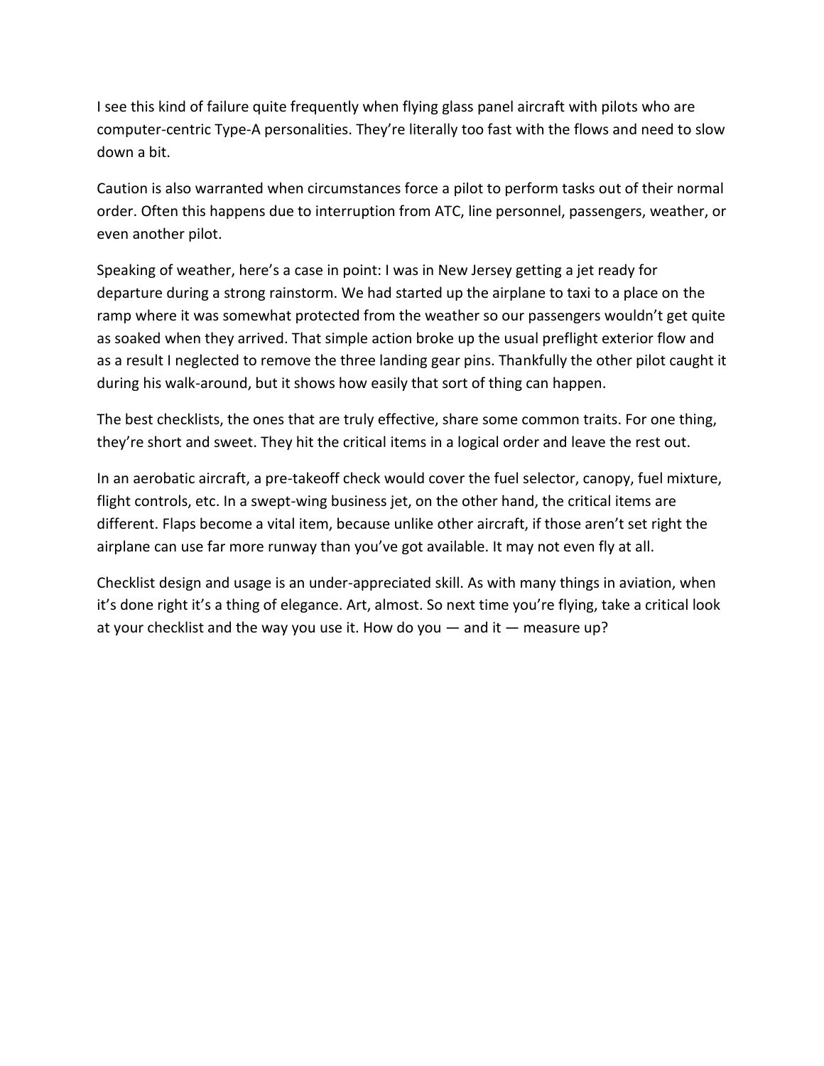I see this kind of failure quite frequently when flying glass panel aircraft with pilots who are computer-centric Type-A personalities. They're literally too fast with the flows and need to slow down a bit.

Caution is also warranted when circumstances force a pilot to perform tasks out of their normal order. Often this happens due to interruption from ATC, line personnel, passengers, weather, or even another pilot.

Speaking of weather, here's a case in point: I was in New Jersey getting a jet ready for departure during a strong rainstorm. We had started up the airplane to taxi to a place on the ramp where it was somewhat protected from the weather so our passengers wouldn't get quite as soaked when they arrived. That simple action broke up the usual preflight exterior flow and as a result I neglected to remove the three landing gear pins. Thankfully the other pilot caught it during his walk-around, but it shows how easily that sort of thing can happen.

The best checklists, the ones that are truly effective, share some common traits. For one thing, they're short and sweet. They hit the critical items in a logical order and leave the rest out.

In an aerobatic aircraft, a pre-takeoff check would cover the fuel selector, canopy, fuel mixture, flight controls, etc. In a swept-wing business jet, on the other hand, the critical items are different. Flaps become a vital item, because unlike other aircraft, if those aren't set right the airplane can use far more runway than you've got available. It may not even fly at all.

Checklist design and usage is an under-appreciated skill. As with many things in aviation, when it's done right it's a thing of elegance. Art, almost. So next time you're flying, take a critical look at your checklist and the way you use it. How do you — and it — measure up?